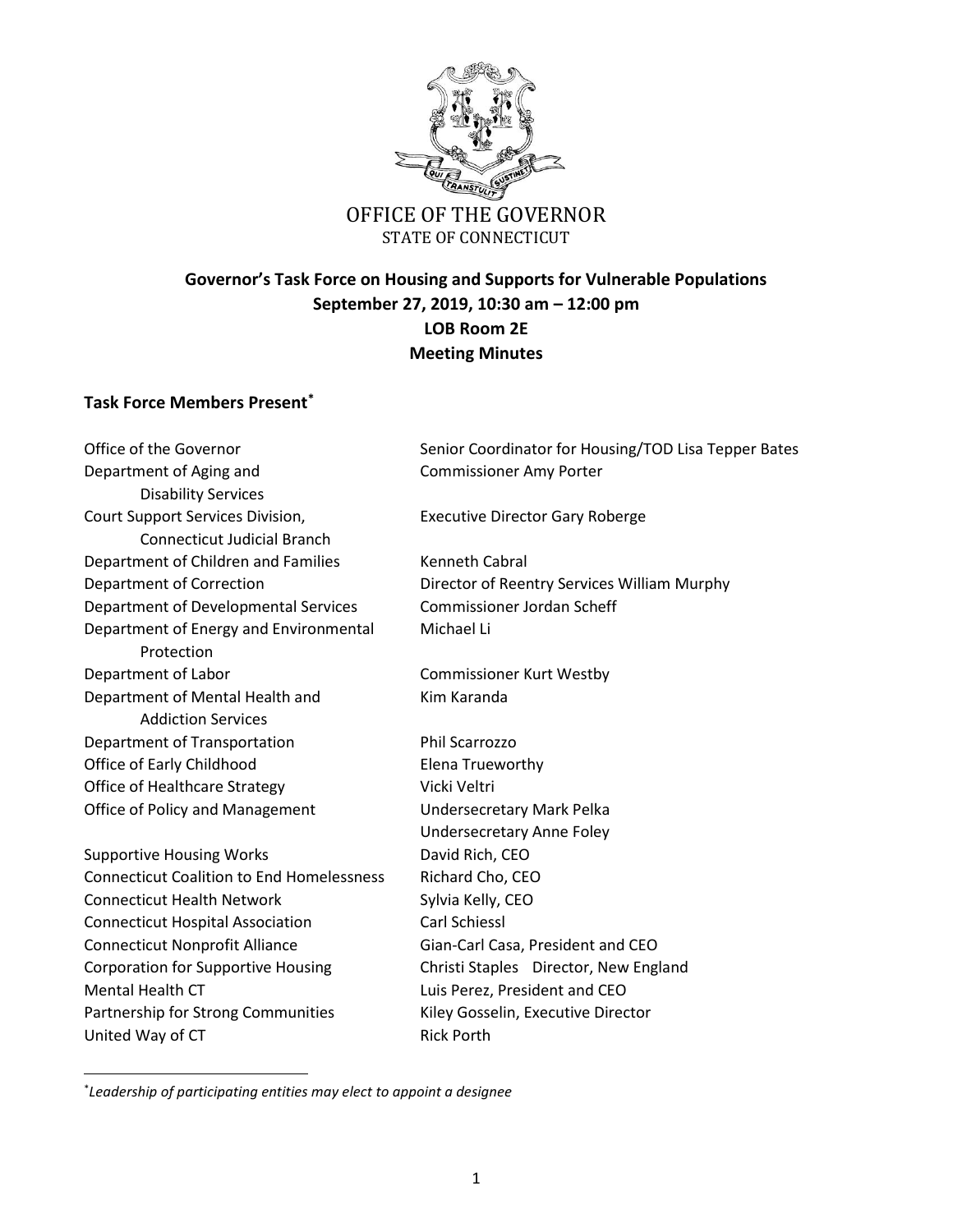OFFICE OF THE GOVERNOR
STATE OF CONNECTICUT

**Governor's Task Force on Housing and Supports for Vulnerable Populations**
**September 27, 2019, 10:30 am – 12:00 pm**
**LOB Room 2E**
**Meeting Minutes**

## Task Force Members Present[*]

| | |
|---|---|
| Office of the Governor | Senior Coordinator for Housing/TOD Lisa Tepper Bates |
| Department of Aging and Disability Services | Commissioner Amy Porter |
| Court Support Services Division, Connecticut Judicial Branch | Executive Director Gary Roberge |
| Department of Children and Families | Kenneth Cabral |
| Department of Correction | Director of Reentry Services William Murphy |
| Department of Developmental Services | Commissioner Jordan Scheff |
| Department of Energy and Environmental Protection | Michael Li |
| Department of Labor | Commissioner Kurt Westby |
| Department of Mental Health and Addiction Services | Kim Karanda |
| Department of Transportation | Phil Scarrozzo |
| Office of Early Childhood | Elena Trueworthy |
| Office of Healthcare Strategy | Vicki Veltri |
| Office of Policy and Management | Undersecretary Mark Pelka |
| | Undersecretary Anne Foley |
| Supportive Housing Works | David Rich, CEO |
| Connecticut Coalition to End Homelessness | Richard Cho, CEO |
| Connecticut Health Network | Sylvia Kelly, CEO |
| Connecticut Hospital Association | Carl Schiessl |
| Connecticut Nonprofit Alliance | Gian-Carl Casa, President and CEO |
| Corporation for Supportive Housing | Christi Staples Director, New England |
| Mental Health CT | Luis Perez, President and CEO |
| Partnership for Strong Communities | Kiley Gosselin, Executive Director |
| United Way of CT | Rick Porth |

[*] *Leadership of participating entities may elect to appoint a designee*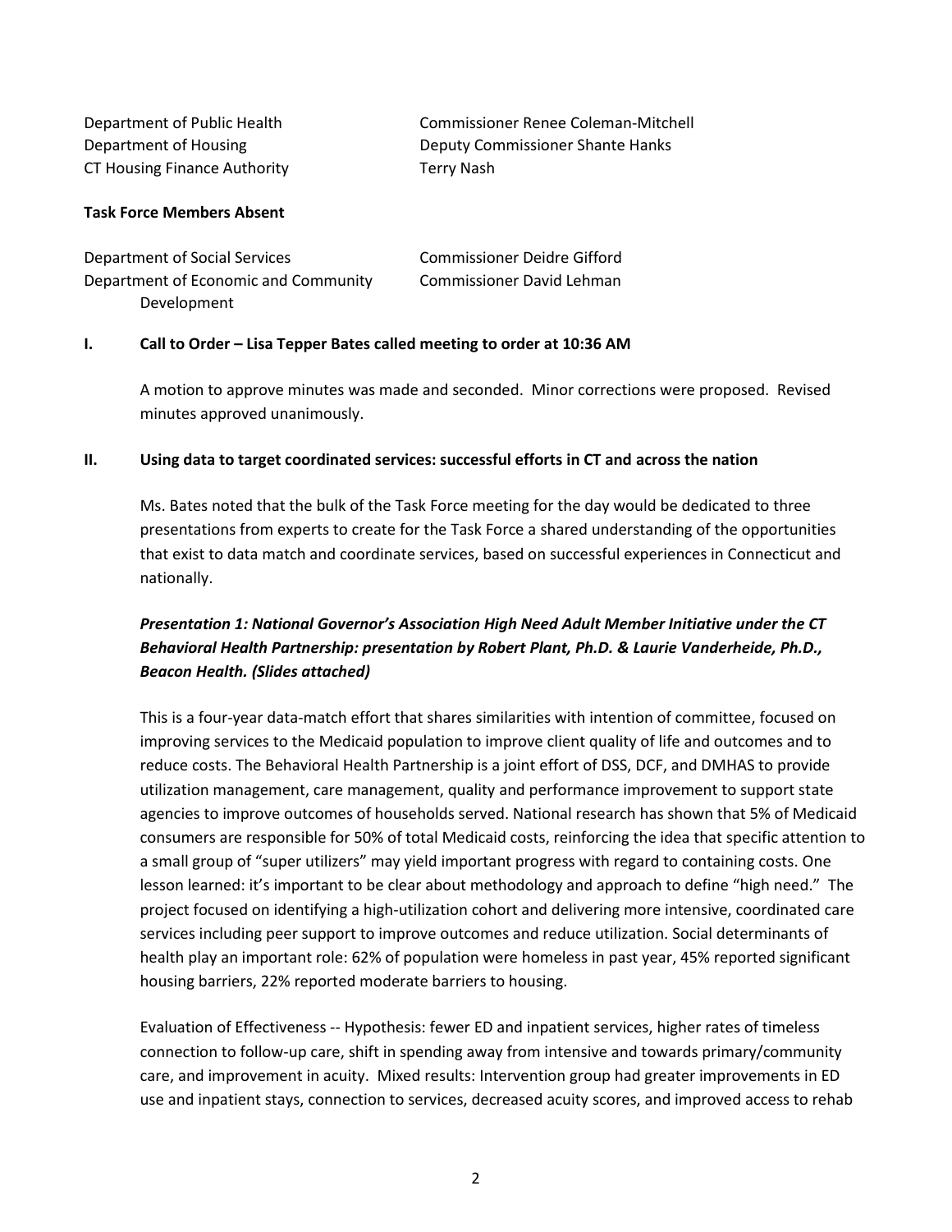| | |
|---|---|
| Department of Public Health | Commissioner Renee Coleman-Mitchell |
| Department of Housing | Deputy Commissioner Shante Hanks |
| CT Housing Finance Authority | Terry Nash |

**Task Force Members Absent**

| | |
|---|---|
| Department of Social Services | Commissioner Deidre Gifford |
| Department of Economic and Community Development | Commissioner David Lehman |

**I. Call to Order – Lisa Tepper Bates called meeting to order at 10:36 AM**

A motion to approve minutes was made and seconded. Minor corrections were proposed. Revised minutes approved unanimously.

**II. Using data to target coordinated services: successful efforts in CT and across the nation**

Ms. Bates noted that the bulk of the Task Force meeting for the day would be dedicated to three presentations from experts to create for the Task Force a shared understanding of the opportunities that exist to data match and coordinate services, based on successful experiences in Connecticut and nationally.

***Presentation 1: National Governor's Association High Need Adult Member Initiative under the CT Behavioral Health Partnership: presentation by Robert Plant, Ph.D. & Laurie Vanderheide, Ph.D., Beacon Health. (Slides attached)***

This is a four-year data-match effort that shares similarities with intention of committee, focused on improving services to the Medicaid population to improve client quality of life and outcomes and to reduce costs. The Behavioral Health Partnership is a joint effort of DSS, DCF, and DMHAS to provide utilization management, care management, quality and performance improvement to support state agencies to improve outcomes of households served. National research has shown that 5% of Medicaid consumers are responsible for 50% of total Medicaid costs, reinforcing the idea that specific attention to a small group of "super utilizers" may yield important progress with regard to containing costs. One lesson learned: it's important to be clear about methodology and approach to define "high need." The project focused on identifying a high-utilization cohort and delivering more intensive, coordinated care services including peer support to improve outcomes and reduce utilization. Social determinants of health play an important role: 62% of population were homeless in past year, 45% reported significant housing barriers, 22% reported moderate barriers to housing.

Evaluation of Effectiveness -- Hypothesis: fewer ED and inpatient services, higher rates of timeless connection to follow-up care, shift in spending away from intensive and towards primary/community care, and improvement in acuity. Mixed results: Intervention group had greater improvements in ED use and inpatient stays, connection to services, decreased acuity scores, and improved access to rehab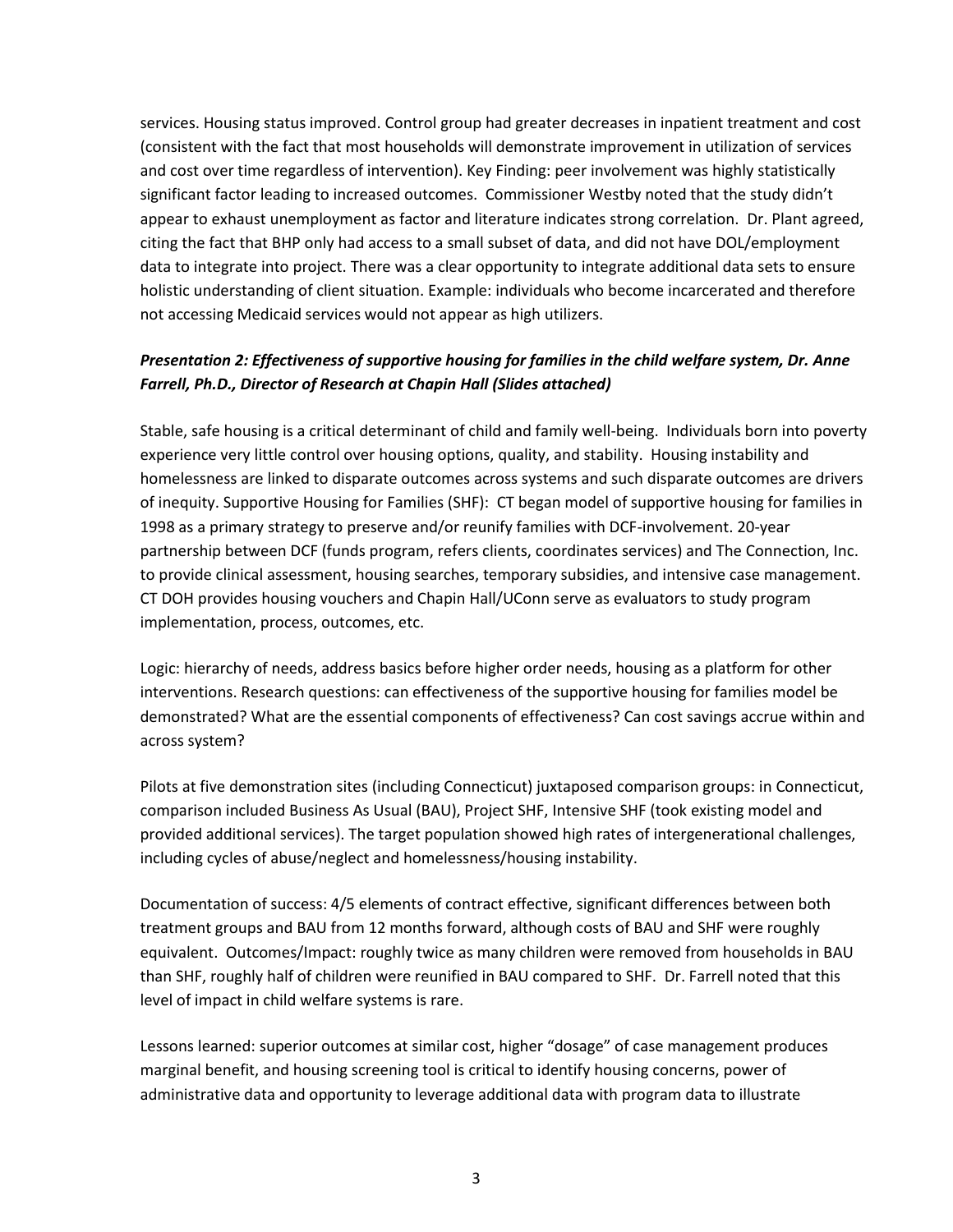services. Housing status improved. Control group had greater decreases in inpatient treatment and cost (consistent with the fact that most households will demonstrate improvement in utilization of services and cost over time regardless of intervention). Key Finding: peer involvement was highly statistically significant factor leading to increased outcomes. Commissioner Westby noted that the study didn't appear to exhaust unemployment as factor and literature indicates strong correlation. Dr. Plant agreed, citing the fact that BHP only had access to a small subset of data, and did not have DOL/employment data to integrate into project. There was a clear opportunity to integrate additional data sets to ensure holistic understanding of client situation. Example: individuals who become incarcerated and therefore not accessing Medicaid services would not appear as high utilizers.

***Presentation 2: Effectiveness of supportive housing for families in the child welfare system, Dr. Anne Farrell, Ph.D., Director of Research at Chapin Hall (Slides attached)***

Stable, safe housing is a critical determinant of child and family well-being. Individuals born into poverty experience very little control over housing options, quality, and stability. Housing instability and homelessness are linked to disparate outcomes across systems and such disparate outcomes are drivers of inequity. Supportive Housing for Families (SHF): CT began model of supportive housing for families in 1998 as a primary strategy to preserve and/or reunify families with DCF-involvement. 20-year partnership between DCF (funds program, refers clients, coordinates services) and The Connection, Inc. to provide clinical assessment, housing searches, temporary subsidies, and intensive case management. CT DOH provides housing vouchers and Chapin Hall/UConn serve as evaluators to study program implementation, process, outcomes, etc.

Logic: hierarchy of needs, address basics before higher order needs, housing as a platform for other interventions. Research questions: can effectiveness of the supportive housing for families model be demonstrated? What are the essential components of effectiveness? Can cost savings accrue within and across system?

Pilots at five demonstration sites (including Connecticut) juxtaposed comparison groups: in Connecticut, comparison included Business As Usual (BAU), Project SHF, Intensive SHF (took existing model and provided additional services). The target population showed high rates of intergenerational challenges, including cycles of abuse/neglect and homelessness/housing instability.

Documentation of success: 4/5 elements of contract effective, significant differences between both treatment groups and BAU from 12 months forward, although costs of BAU and SHF were roughly equivalent. Outcomes/Impact: roughly twice as many children were removed from households in BAU than SHF, roughly half of children were reunified in BAU compared to SHF. Dr. Farrell noted that this level of impact in child welfare systems is rare.

Lessons learned: superior outcomes at similar cost, higher "dosage" of case management produces marginal benefit, and housing screening tool is critical to identify housing concerns, power of administrative data and opportunity to leverage additional data with program data to illustrate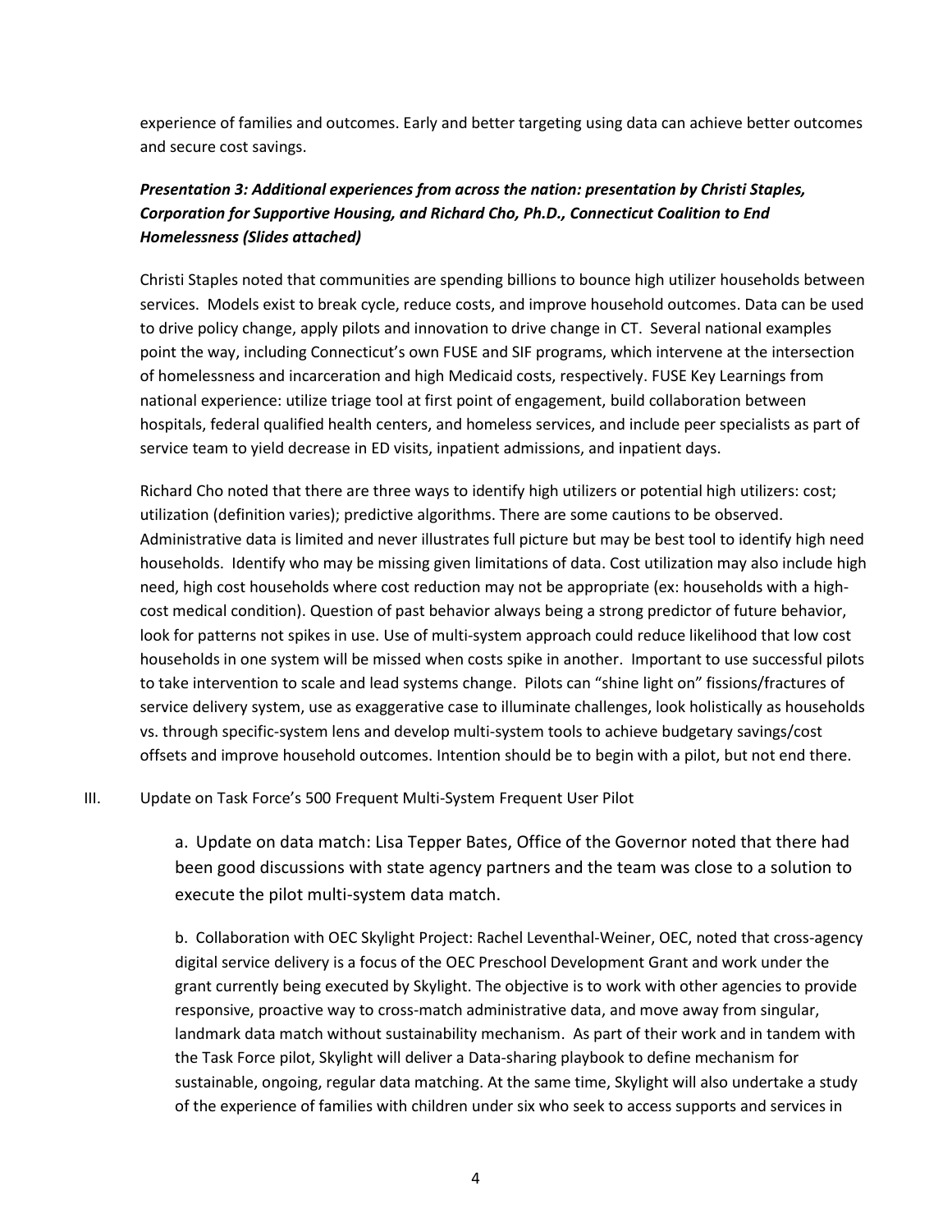experience of families and outcomes. Early and better targeting using data can achieve better outcomes and secure cost savings.

***Presentation 3: Additional experiences from across the nation: presentation by Christi Staples, Corporation for Supportive Housing, and Richard Cho, Ph.D., Connecticut Coalition to End Homelessness (Slides attached)***

Christi Staples noted that communities are spending billions to bounce high utilizer households between services. Models exist to break cycle, reduce costs, and improve household outcomes. Data can be used to drive policy change, apply pilots and innovation to drive change in CT. Several national examples point the way, including Connecticut's own FUSE and SIF programs, which intervene at the intersection of homelessness and incarceration and high Medicaid costs, respectively. FUSE Key Learnings from national experience: utilize triage tool at first point of engagement, build collaboration between hospitals, federal qualified health centers, and homeless services, and include peer specialists as part of service team to yield decrease in ED visits, inpatient admissions, and inpatient days.

Richard Cho noted that there are three ways to identify high utilizers or potential high utilizers: cost; utilization (definition varies); predictive algorithms. There are some cautions to be observed. Administrative data is limited and never illustrates full picture but may be best tool to identify high need households. Identify who may be missing given limitations of data. Cost utilization may also include high need, high cost households where cost reduction may not be appropriate (ex: households with a high-cost medical condition). Question of past behavior always being a strong predictor of future behavior, look for patterns not spikes in use. Use of multi-system approach could reduce likelihood that low cost households in one system will be missed when costs spike in another. Important to use successful pilots to take intervention to scale and lead systems change. Pilots can "shine light on" fissions/fractures of service delivery system, use as exaggerative case to illuminate challenges, look holistically as households vs. through specific-system lens and develop multi-system tools to achieve budgetary savings/cost offsets and improve household outcomes. Intention should be to begin with a pilot, but not end there.

III. Update on Task Force's 500 Frequent Multi-System Frequent User Pilot

a. Update on data match: Lisa Tepper Bates, Office of the Governor noted that there had been good discussions with state agency partners and the team was close to a solution to execute the pilot multi-system data match.

b. Collaboration with OEC Skylight Project: Rachel Leventhal-Weiner, OEC, noted that cross-agency digital service delivery is a focus of the OEC Preschool Development Grant and work under the grant currently being executed by Skylight. The objective is to work with other agencies to provide responsive, proactive way to cross-match administrative data, and move away from singular, landmark data match without sustainability mechanism. As part of their work and in tandem with the Task Force pilot, Skylight will deliver a Data-sharing playbook to define mechanism for sustainable, ongoing, regular data matching. At the same time, Skylight will also undertake a study of the experience of families with children under six who seek to access supports and services in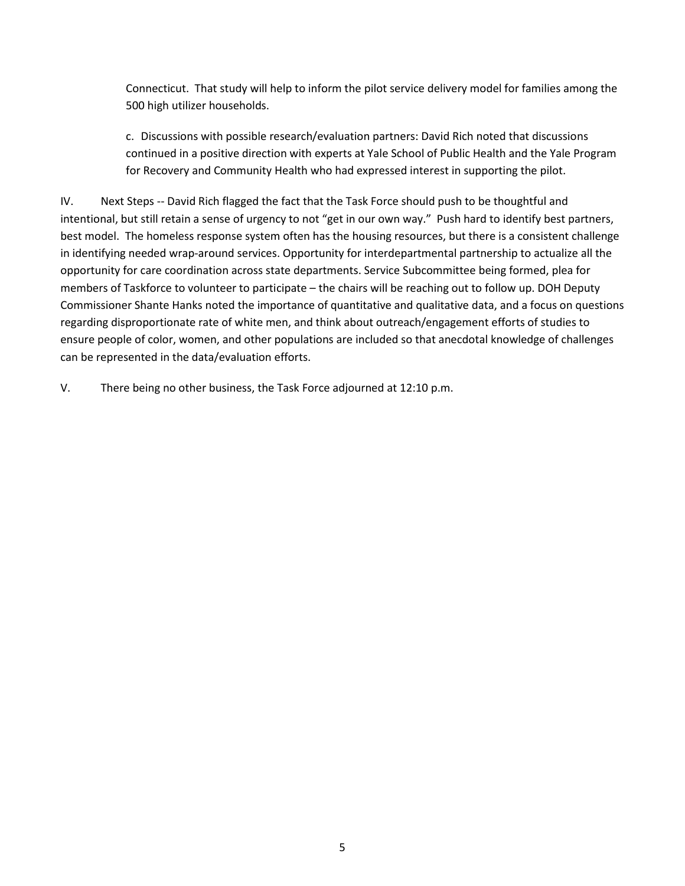Connecticut. That study will help to inform the pilot service delivery model for families among the 500 high utilizer households.

c. Discussions with possible research/evaluation partners: David Rich noted that discussions continued in a positive direction with experts at Yale School of Public Health and the Yale Program for Recovery and Community Health who had expressed interest in supporting the pilot.

IV. Next Steps -- David Rich flagged the fact that the Task Force should push to be thoughtful and intentional, but still retain a sense of urgency to not "get in our own way." Push hard to identify best partners, best model. The homeless response system often has the housing resources, but there is a consistent challenge in identifying needed wrap-around services. Opportunity for interdepartmental partnership to actualize all the opportunity for care coordination across state departments. Service Subcommittee being formed, plea for members of Taskforce to volunteer to participate – the chairs will be reaching out to follow up. DOH Deputy Commissioner Shante Hanks noted the importance of quantitative and qualitative data, and a focus on questions regarding disproportionate rate of white men, and think about outreach/engagement efforts of studies to ensure people of color, women, and other populations are included so that anecdotal knowledge of challenges can be represented in the data/evaluation efforts.

V. There being no other business, the Task Force adjourned at 12:10 p.m.